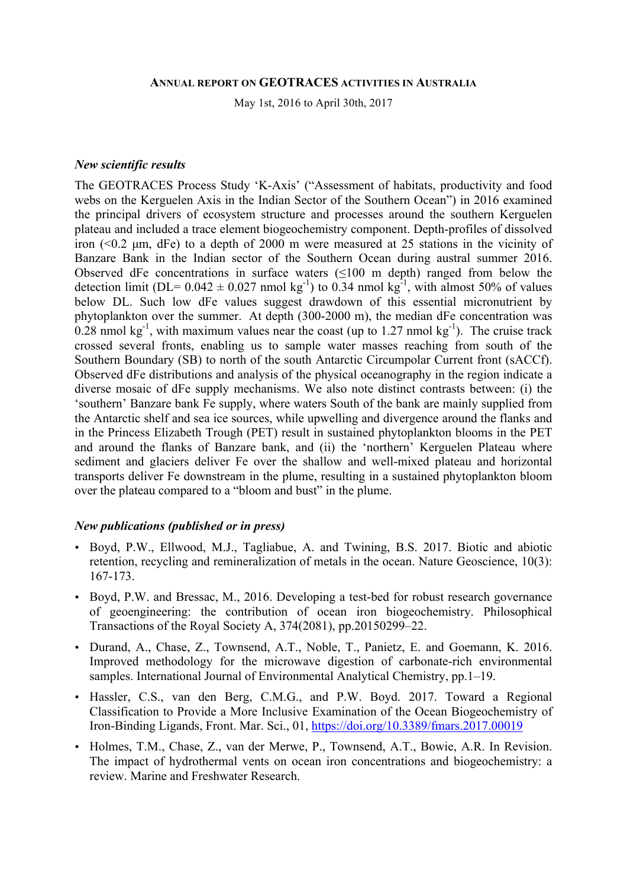# Annual report on GEOTRACES activities in Australia

May 1st, 2016 to April 30th, 2017

### *New scientific results*

The GEOTRACES Process Study 'K-Axis' ("Assessment of habitats, productivity and food webs on the Kerguelen Axis in the Indian Sector of the Southern Ocean") in 2016 examined the principal drivers of ecosystem structure and processes around the southern Kerguelen plateau and included a trace element biogeochemistry component. Depth-profiles of dissolved iron (<0.2 µm, dFe) to a depth of 2000 m were measured at 25 stations in the vicinity of Banzare Bank in the Indian sector of the Southern Ocean during austral summer 2016. Observed dFe concentrations in surface waters (≤100 m depth) ranged from below the detection limit (DL= 0.042 ± 0.027 nmol $kg^{-1}$) to 0.34 nmol $kg^{-1}$, with almost 50% of values below DL. Such low dFe values suggest drawdown of this essential micronutrient by phytoplankton over the summer. At depth (300-2000 m), the median dFe concentration was 0.28 nmol $kg^{-1}$, with maximum values near the coast (up to 1.27 nmol $kg^{-1}$). The cruise track crossed several fronts, enabling us to sample water masses reaching from south of the Southern Boundary (SB) to north of the south Antarctic Circumpolar Current front (sACCf). Observed dFe distributions and analysis of the physical oceanography in the region indicate a diverse mosaic of dFe supply mechanisms. We also note distinct contrasts between: (i) the 'southern' Banzare bank Fe supply, where waters South of the bank are mainly supplied from the Antarctic shelf and sea ice sources, while upwelling and divergence around the flanks and in the Princess Elizabeth Trough (PET) result in sustained phytoplankton blooms in the PET and around the flanks of Banzare bank, and (ii) the 'northern' Kerguelen Plateau where sediment and glaciers deliver Fe over the shallow and well-mixed plateau and horizontal transports deliver Fe downstream in the plume, resulting in a sustained phytoplankton bloom over the plateau compared to a "bloom and bust" in the plume.

### *New publications (published or in press)*

- Boyd, P.W., Ellwood, M.J., Tagliabue, A. and Twining, B.S. 2017. Biotic and abiotic retention, recycling and remineralization of metals in the ocean. Nature Geoscience, 10(3): 167-173.
- Boyd, P.W. and Bressac, M., 2016. Developing a test-bed for robust research governance of geoengineering: the contribution of ocean iron biogeochemistry. Philosophical Transactions of the Royal Society A, 374(2081), pp.20150299–22.
- Durand, A., Chase, Z., Townsend, A.T., Noble, T., Panietz, E. and Goemann, K. 2016. Improved methodology for the microwave digestion of carbonate-rich environmental samples. International Journal of Environmental Analytical Chemistry, pp.1–19.
- Hassler, C.S., van den Berg, C.M.G., and P.W. Boyd. 2017. Toward a Regional Classification to Provide a More Inclusive Examination of the Ocean Biogeochemistry of Iron-Binding Ligands, Front. Mar. Sci., 01, https://doi.org/10.3389/fmars.2017.00019
- Holmes, T.M., Chase, Z., van der Merwe, P., Townsend, A.T., Bowie, A.R. In Revision. The impact of hydrothermal vents on ocean iron concentrations and biogeochemistry: a review. Marine and Freshwater Research.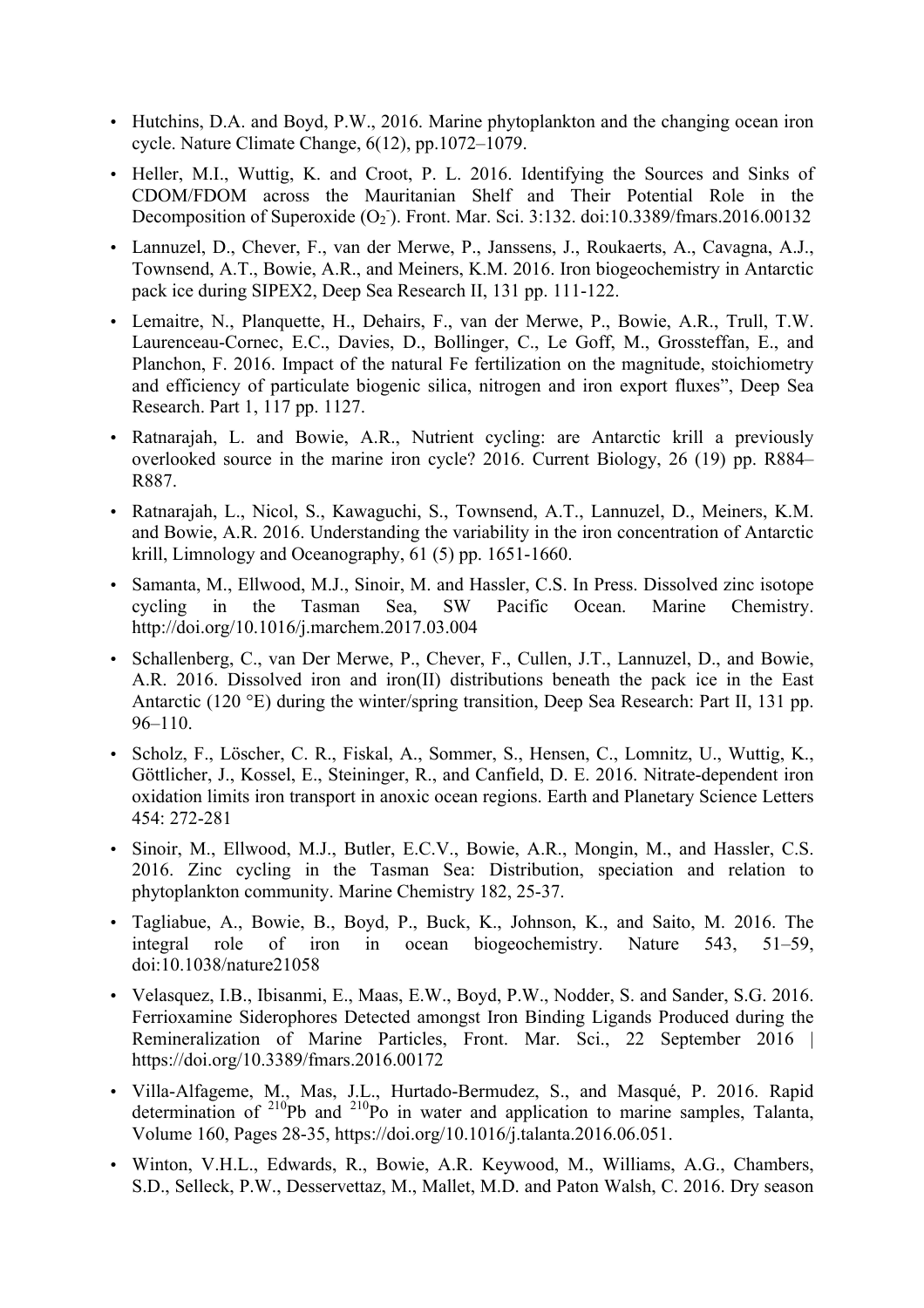- Hutchins, D.A. and Boyd, P.W., 2016. Marine phytoplankton and the changing ocean iron cycle. Nature Climate Change, 6(12), pp.1072–1079.
- Heller, M.I., Wuttig, K. and Croot, P. L. 2016. Identifying the Sources and Sinks of CDOM/FDOM across the Mauritanian Shelf and Their Potential Role in the Decomposition of Superoxide ($O_2^-$). Front. Mar. Sci. 3:132. doi:10.3389/fmars.2016.00132
- Lannuzel, D., Chever, F., van der Merwe, P., Janssens, J., Roukaerts, A., Cavagna, A.J., Townsend, A.T., Bowie, A.R., and Meiners, K.M. 2016. Iron biogeochemistry in Antarctic pack ice during SIPEX2, Deep Sea Research II, 131 pp. 111-122.
- Lemaitre, N., Planquette, H., Dehairs, F., van der Merwe, P., Bowie, A.R., Trull, T.W. Laurenceau-Cornec, E.C., Davies, D., Bollinger, C., Le Goff, M., Grossteffan, E., and Planchon, F. 2016. Impact of the natural Fe fertilization on the magnitude, stoichiometry and efficiency of particulate biogenic silica, nitrogen and iron export fluxes", Deep Sea Research. Part 1, 117 pp. 1127.
- Ratnarajah, L. and Bowie, A.R., Nutrient cycling: are Antarctic krill a previously overlooked source in the marine iron cycle? 2016. Current Biology, 26 (19) pp. R884–R887.
- Ratnarajah, L., Nicol, S., Kawaguchi, S., Townsend, A.T., Lannuzel, D., Meiners, K.M. and Bowie, A.R. 2016. Understanding the variability in the iron concentration of Antarctic krill, Limnology and Oceanography, 61 (5) pp. 1651-1660.
- Samanta, M., Ellwood, M.J., Sinoir, M. and Hassler, C.S. In Press. Dissolved zinc isotope cycling in the Tasman Sea, SW Pacific Ocean. Marine Chemistry. http://doi.org/10.1016/j.marchem.2017.03.004
- Schallenberg, C., van Der Merwe, P., Chever, F., Cullen, J.T., Lannuzel, D., and Bowie, A.R. 2016. Dissolved iron and iron(II) distributions beneath the pack ice in the East Antarctic (120 °E) during the winter/spring transition, Deep Sea Research: Part II, 131 pp. 96–110.
- Scholz, F., Löscher, C. R., Fiskal, A., Sommer, S., Hensen, C., Lomnitz, U., Wuttig, K., Göttlicher, J., Kossel, E., Steininger, R., and Canfield, D. E. 2016. Nitrate-dependent iron oxidation limits iron transport in anoxic ocean regions. Earth and Planetary Science Letters 454: 272-281
- Sinoir, M., Ellwood, M.J., Butler, E.C.V., Bowie, A.R., Mongin, M., and Hassler, C.S. 2016. Zinc cycling in the Tasman Sea: Distribution, speciation and relation to phytoplankton community. Marine Chemistry 182, 25-37.
- Tagliabue, A., Bowie, B., Boyd, P., Buck, K., Johnson, K., and Saito, M. 2016. The integral role of iron in ocean biogeochemistry. Nature 543, 51–59, doi:10.1038/nature21058
- Velasquez, I.B., Ibisanmi, E., Maas, E.W., Boyd, P.W., Nodder, S. and Sander, S.G. 2016. Ferrioxamine Siderophores Detected amongst Iron Binding Ligands Produced during the Remineralization of Marine Particles, Front. Mar. Sci., 22 September 2016 | https://doi.org/10.3389/fmars.2016.00172
- Villa-Alfageme, M., Mas, J.L., Hurtado-Bermudez, S., and Masqué, P. 2016. Rapid determination of $^{210}$Pb and $^{210}$Po in water and application to marine samples, Talanta, Volume 160, Pages 28-35, https://doi.org/10.1016/j.talanta.2016.06.051.
- Winton, V.H.L., Edwards, R., Bowie, A.R. Keywood, M., Williams, A.G., Chambers, S.D., Selleck, P.W., Desservettaz, M., Mallet, M.D. and Paton Walsh, C. 2016. Dry season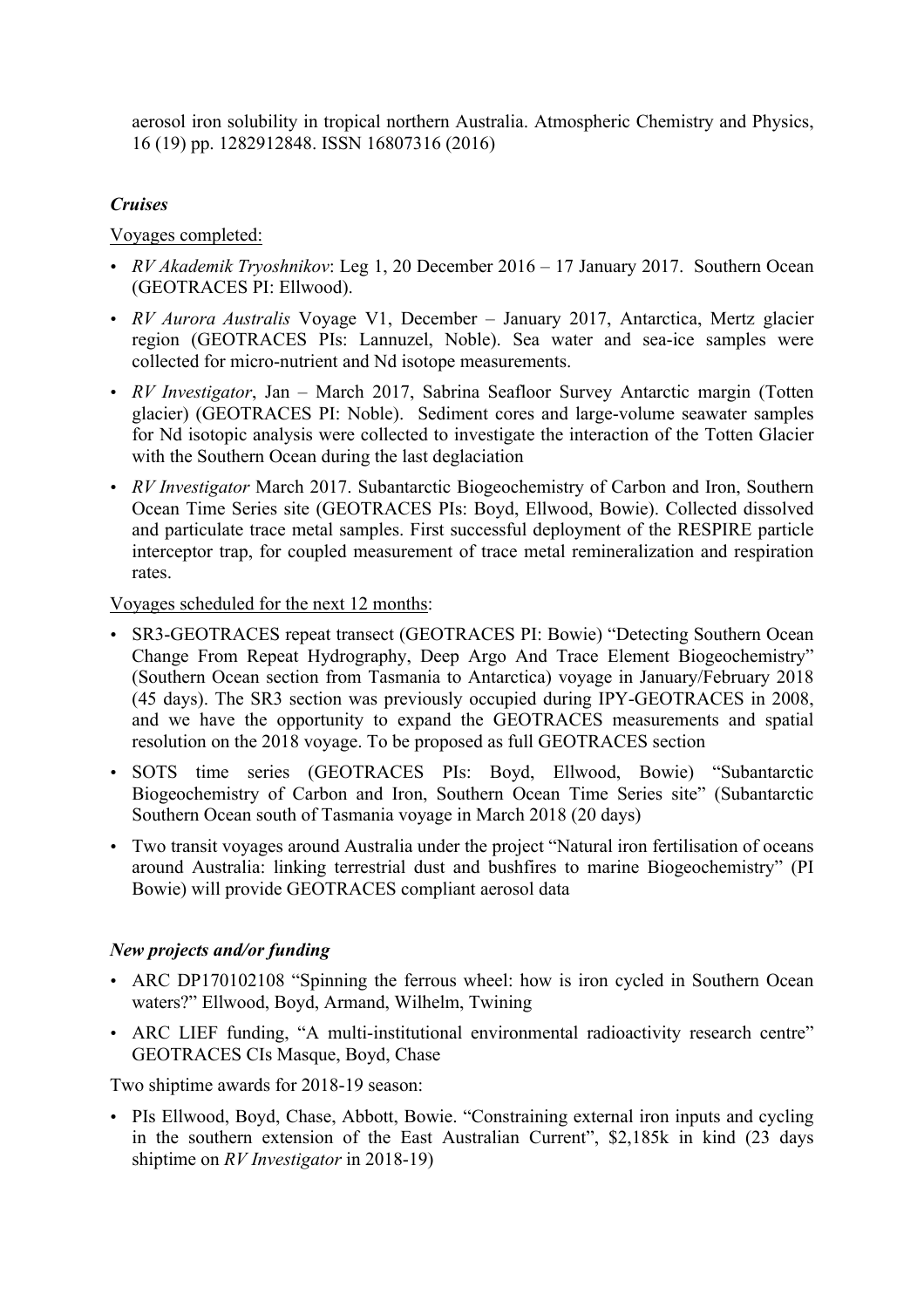aerosol iron solubility in tropical northern Australia. Atmospheric Chemistry and Physics, 16 (19) pp. 1282912848. ISSN 16807316 (2016)

### *Cruises*

Voyages completed:

- *RV Akademik Tryoshnikov*: Leg 1, 20 December 2016 – 17 January 2017. Southern Ocean (GEOTRACES PI: Ellwood).
- *RV Aurora Australis* Voyage V1, December – January 2017, Antarctica, Mertz glacier region (GEOTRACES PIs: Lannuzel, Noble). Sea water and sea-ice samples were collected for micro-nutrient and Nd isotope measurements.
- *RV Investigator*, Jan – March 2017, Sabrina Seafloor Survey Antarctic margin (Totten glacier) (GEOTRACES PI: Noble). Sediment cores and large-volume seawater samples for Nd isotopic analysis were collected to investigate the interaction of the Totten Glacier with the Southern Ocean during the last deglaciation
- *RV Investigator* March 2017. Subantarctic Biogeochemistry of Carbon and Iron, Southern Ocean Time Series site (GEOTRACES PIs: Boyd, Ellwood, Bowie). Collected dissolved and particulate trace metal samples. First successful deployment of the RESPIRE particle interceptor trap, for coupled measurement of trace metal remineralization and respiration rates.

Voyages scheduled for the next 12 months:

- SR3-GEOTRACES repeat transect (GEOTRACES PI: Bowie) "Detecting Southern Ocean Change From Repeat Hydrography, Deep Argo And Trace Element Biogeochemistry" (Southern Ocean section from Tasmania to Antarctica) voyage in January/February 2018 (45 days). The SR3 section was previously occupied during IPY-GEOTRACES in 2008, and we have the opportunity to expand the GEOTRACES measurements and spatial resolution on the 2018 voyage. To be proposed as full GEOTRACES section
- SOTS time series (GEOTRACES PIs: Boyd, Ellwood, Bowie) "Subantarctic Biogeochemistry of Carbon and Iron, Southern Ocean Time Series site" (Subantarctic Southern Ocean south of Tasmania voyage in March 2018 (20 days)
- Two transit voyages around Australia under the project "Natural iron fertilisation of oceans around Australia: linking terrestrial dust and bushfires to marine Biogeochemistry" (PI Bowie) will provide GEOTRACES compliant aerosol data

### *New projects and/or funding*

- ARC DP170102108 "Spinning the ferrous wheel: how is iron cycled in Southern Ocean waters?" Ellwood, Boyd, Armand, Wilhelm, Twining
- ARC LIEF funding, "A multi-institutional environmental radioactivity research centre" GEOTRACES CIs Masque, Boyd, Chase

Two shiptime awards for 2018-19 season:

- PIs Ellwood, Boyd, Chase, Abbott, Bowie. "Constraining external iron inputs and cycling in the southern extension of the East Australian Current", $2,185k in kind (23 days shiptime on *RV Investigator* in 2018-19)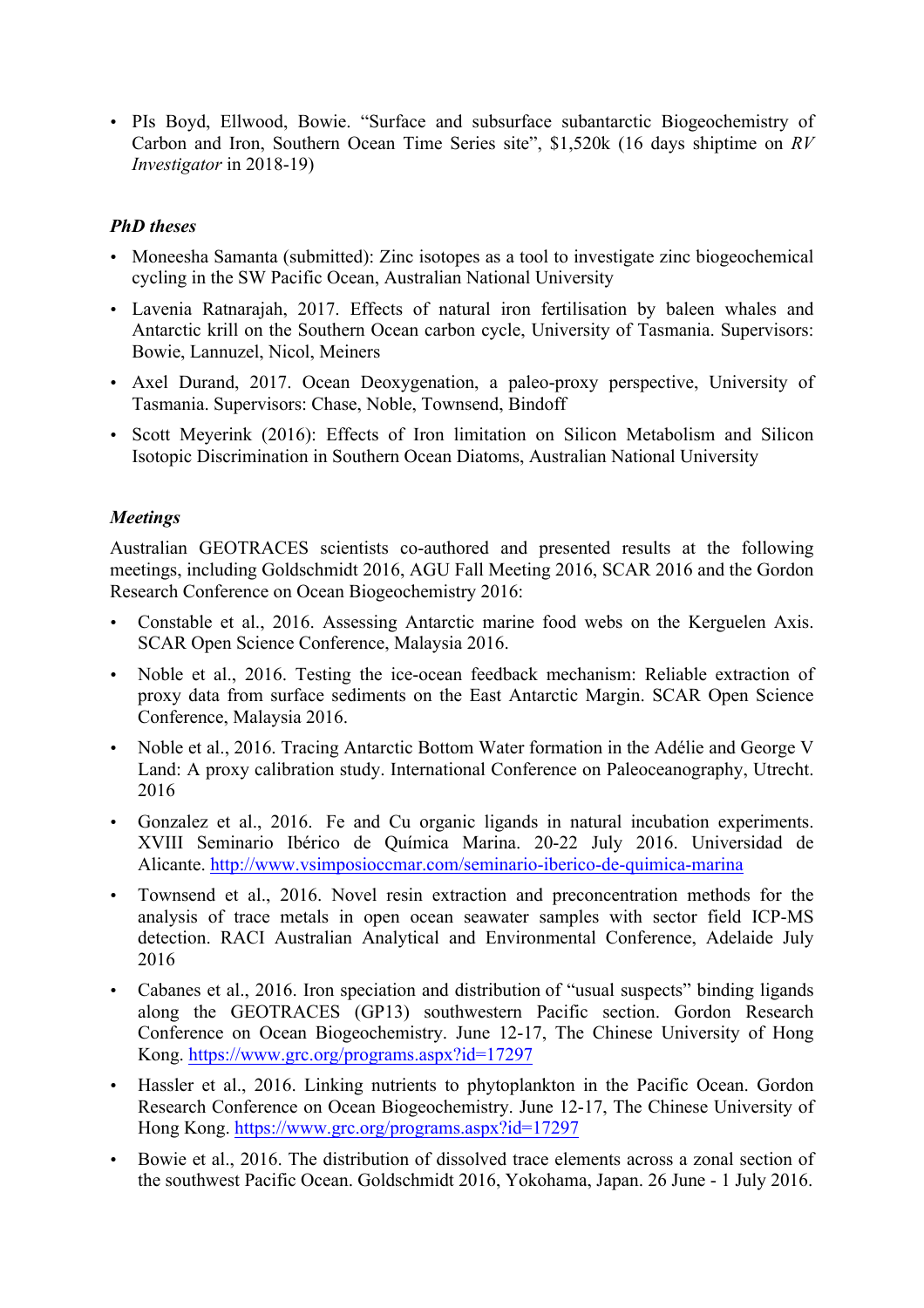- PIs Boyd, Ellwood, Bowie. "Surface and subsurface subantarctic Biogeochemistry of Carbon and Iron, Southern Ocean Time Series site", $1,520k (16 days shiptime on *RV Investigator* in 2018-19)

### *PhD theses*

- Moneesha Samanta (submitted): Zinc isotopes as a tool to investigate zinc biogeochemical cycling in the SW Pacific Ocean, Australian National University
- Lavenia Ratnarajah, 2017. Effects of natural iron fertilisation by baleen whales and Antarctic krill on the Southern Ocean carbon cycle, University of Tasmania. Supervisors: Bowie, Lannuzel, Nicol, Meiners
- Axel Durand, 2017. Ocean Deoxygenation, a paleo-proxy perspective, University of Tasmania. Supervisors: Chase, Noble, Townsend, Bindoff
- Scott Meyerink (2016): Effects of Iron limitation on Silicon Metabolism and Silicon Isotopic Discrimination in Southern Ocean Diatoms, Australian National University

### *Meetings*

Australian GEOTRACES scientists co-authored and presented results at the following meetings, including Goldschmidt 2016, AGU Fall Meeting 2016, SCAR 2016 and the Gordon Research Conference on Ocean Biogeochemistry 2016:

- Constable et al., 2016. Assessing Antarctic marine food webs on the Kerguelen Axis. SCAR Open Science Conference, Malaysia 2016.
- Noble et al., 2016. Testing the ice-ocean feedback mechanism: Reliable extraction of proxy data from surface sediments on the East Antarctic Margin. SCAR Open Science Conference, Malaysia 2016.
- Noble et al., 2016. Tracing Antarctic Bottom Water formation in the Adélie and George V Land: A proxy calibration study. International Conference on Paleoceanography, Utrecht. 2016
- Gonzalez et al., 2016. Fe and Cu organic ligands in natural incubation experiments. XVIII Seminario Ibérico de Química Marina. 20-22 July 2016. Universidad de Alicante. http://www.vsimposioccmar.com/seminario-iberico-de-quimica-marina
- Townsend et al., 2016. Novel resin extraction and preconcentration methods for the analysis of trace metals in open ocean seawater samples with sector field ICP-MS detection. RACI Australian Analytical and Environmental Conference, Adelaide July 2016
- Cabanes et al., 2016. Iron speciation and distribution of "usual suspects" binding ligands along the GEOTRACES (GP13) southwestern Pacific section. Gordon Research Conference on Ocean Biogeochemistry. June 12-17, The Chinese University of Hong Kong. https://www.grc.org/programs.aspx?id=17297
- Hassler et al., 2016. Linking nutrients to phytoplankton in the Pacific Ocean. Gordon Research Conference on Ocean Biogeochemistry. June 12-17, The Chinese University of Hong Kong. https://www.grc.org/programs.aspx?id=17297
- Bowie et al., 2016. The distribution of dissolved trace elements across a zonal section of the southwest Pacific Ocean. Goldschmidt 2016, Yokohama, Japan. 26 June - 1 July 2016.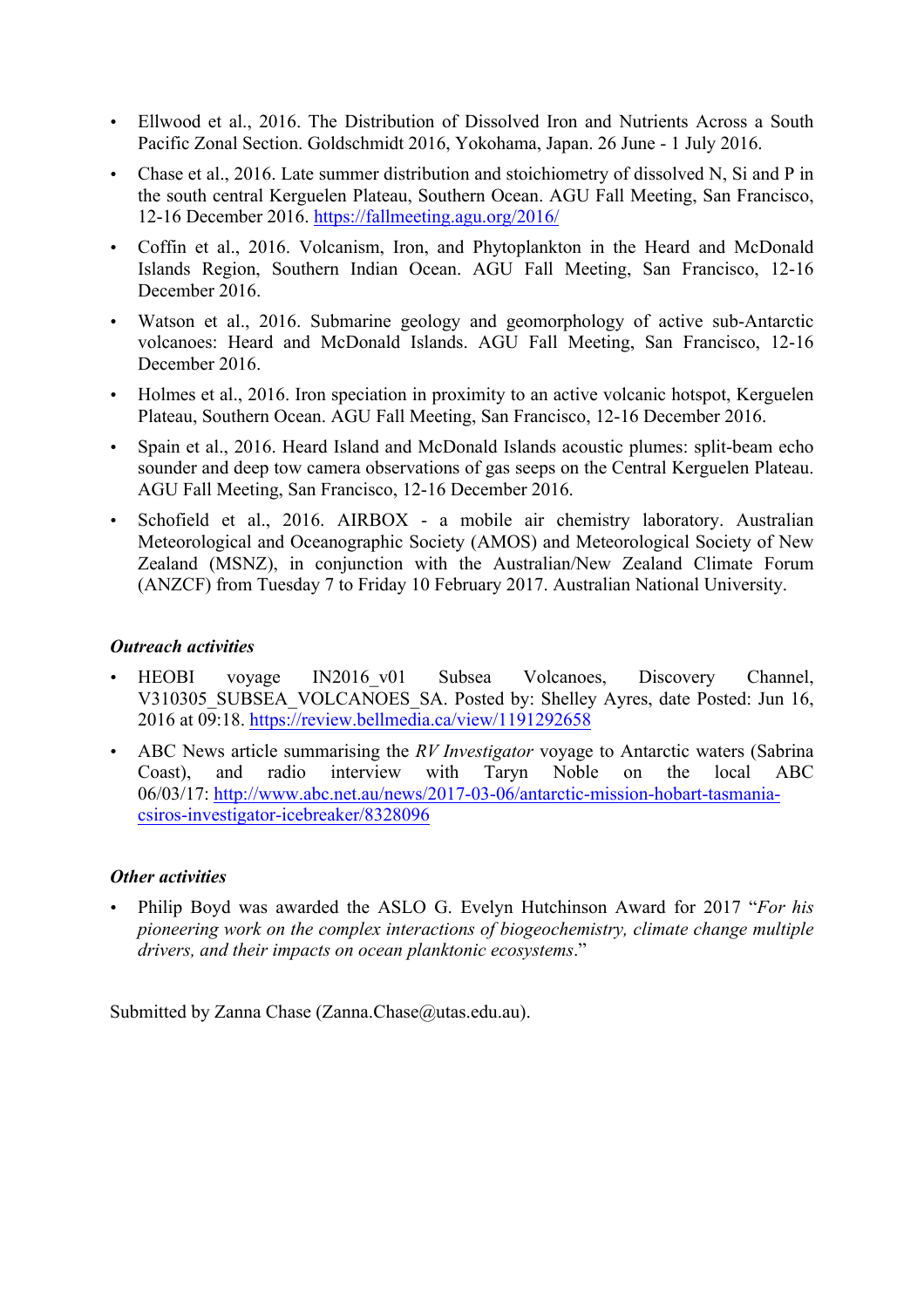- Ellwood et al., 2016. The Distribution of Dissolved Iron and Nutrients Across a South Pacific Zonal Section. Goldschmidt 2016, Yokohama, Japan. 26 June - 1 July 2016.
- Chase et al., 2016. Late summer distribution and stoichiometry of dissolved N, Si and P in the south central Kerguelen Plateau, Southern Ocean. AGU Fall Meeting, San Francisco, 12-16 December 2016. https://fallmeeting.agu.org/2016/
- Coffin et al., 2016. Volcanism, Iron, and Phytoplankton in the Heard and McDonald Islands Region, Southern Indian Ocean. AGU Fall Meeting, San Francisco, 12-16 December 2016.
- Watson et al., 2016. Submarine geology and geomorphology of active sub-Antarctic volcanoes: Heard and McDonald Islands. AGU Fall Meeting, San Francisco, 12-16 December 2016.
- Holmes et al., 2016. Iron speciation in proximity to an active volcanic hotspot, Kerguelen Plateau, Southern Ocean. AGU Fall Meeting, San Francisco, 12-16 December 2016.
- Spain et al., 2016. Heard Island and McDonald Islands acoustic plumes: split-beam echo sounder and deep tow camera observations of gas seeps on the Central Kerguelen Plateau. AGU Fall Meeting, San Francisco, 12-16 December 2016.
- Schofield et al., 2016. AIRBOX - a mobile air chemistry laboratory. Australian Meteorological and Oceanographic Society (AMOS) and Meteorological Society of New Zealand (MSNZ), in conjunction with the Australian/New Zealand Climate Forum (ANZCF) from Tuesday 7 to Friday 10 February 2017. Australian National University.

### *Outreach activities*

- HEOBI voyage IN2016_v01 Subsea Volcanoes, Discovery Channel, V310305_SUBSEA_VOLCANOES_SA. Posted by: Shelley Ayres, date Posted: Jun 16, 2016 at 09:18. https://review.bellmedia.ca/view/1191292658
- ABC News article summarising the *RV Investigator* voyage to Antarctic waters (Sabrina Coast), and radio interview with Taryn Noble on the local ABC 06/03/17: http://www.abc.net.au/news/2017-03-06/antarctic-mission-hobart-tasmania-csiros-investigator-icebreaker/8328096

### *Other activities*

- Philip Boyd was awarded the ASLO G. Evelyn Hutchinson Award for 2017 "*For his pioneering work on the complex interactions of biogeochemistry, climate change multiple drivers, and their impacts on ocean planktonic ecosystems*."

Submitted by Zanna Chase (Zanna.Chase@utas.edu.au).